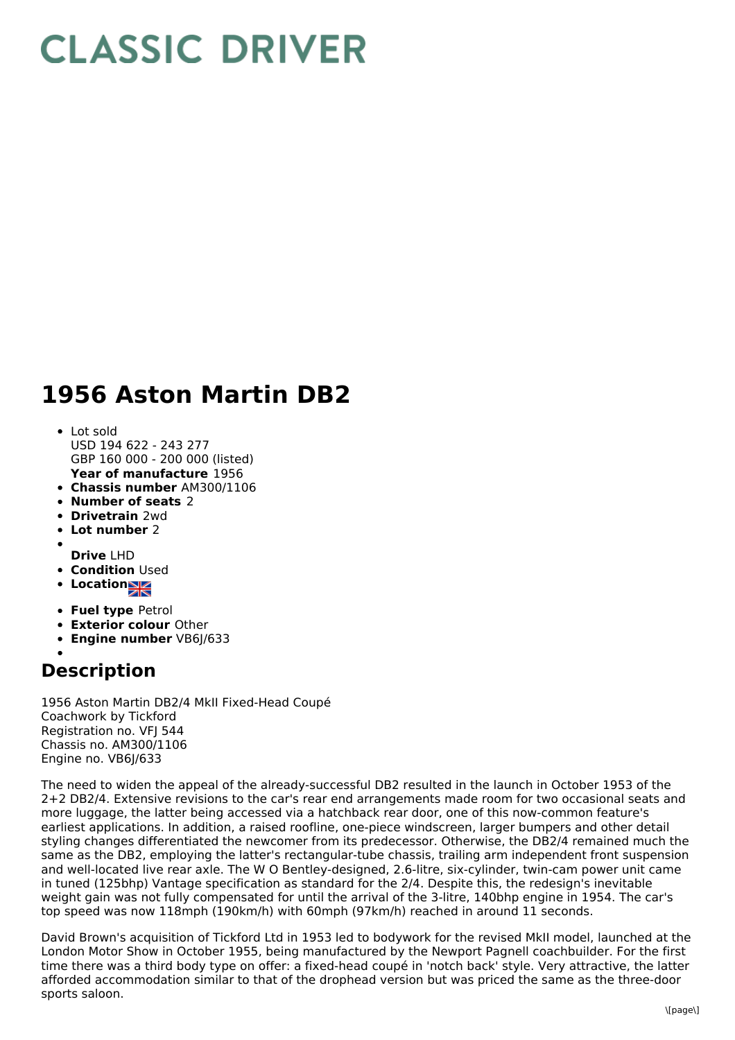# CLASSIC DRIVER

# 1956 Aston Martin DB2

- Lot sold
  USD 194 622 - 243 277
  GBP 160 000 - 200 000 (listed)
  **Year of manufacture** 1956
- **Chassis number** AM300/1106
- **Number of seats** 2
- **Drivetrain** 2wd
- **Lot number** 2
- 
  **Drive** LHD
- **Condition** Used
- **Location**
- **Fuel type** Petrol
- **Exterior colour** Other
- **Engine number** VB6J/633
- 

## Description

1956 Aston Martin DB2/4 MkII Fixed-Head Coupé
Coachwork by Tickford
Registration no. VFJ 544
Chassis no. AM300/1106
Engine no. VB6J/633

The need to widen the appeal of the already-successful DB2 resulted in the launch in October 1953 of the 2+2 DB2/4. Extensive revisions to the car's rear end arrangements made room for two occasional seats and more luggage, the latter being accessed via a hatchback rear door, one of this now-common feature's earliest applications. In addition, a raised roofline, one-piece windscreen, larger bumpers and other detail styling changes differentiated the newcomer from its predecessor. Otherwise, the DB2/4 remained much the same as the DB2, employing the latter's rectangular-tube chassis, trailing arm independent front suspension and well-located live rear axle. The W O Bentley-designed, 2.6-litre, six-cylinder, twin-cam power unit came in tuned (125bhp) Vantage specification as standard for the 2/4. Despite this, the redesign's inevitable weight gain was not fully compensated for until the arrival of the 3-litre, 140bhp engine in 1954. The car's top speed was now 118mph (190km/h) with 60mph (97km/h) reached in around 11 seconds.

David Brown's acquisition of Tickford Ltd in 1953 led to bodywork for the revised MkII model, launched at the London Motor Show in October 1955, being manufactured by the Newport Pagnell coachbuilder. For the first time there was a third body type on offer: a fixed-head coupé in 'notch back' style. Very attractive, the latter afforded accommodation similar to that of the drophead version but was priced the same as the three-door sports saloon.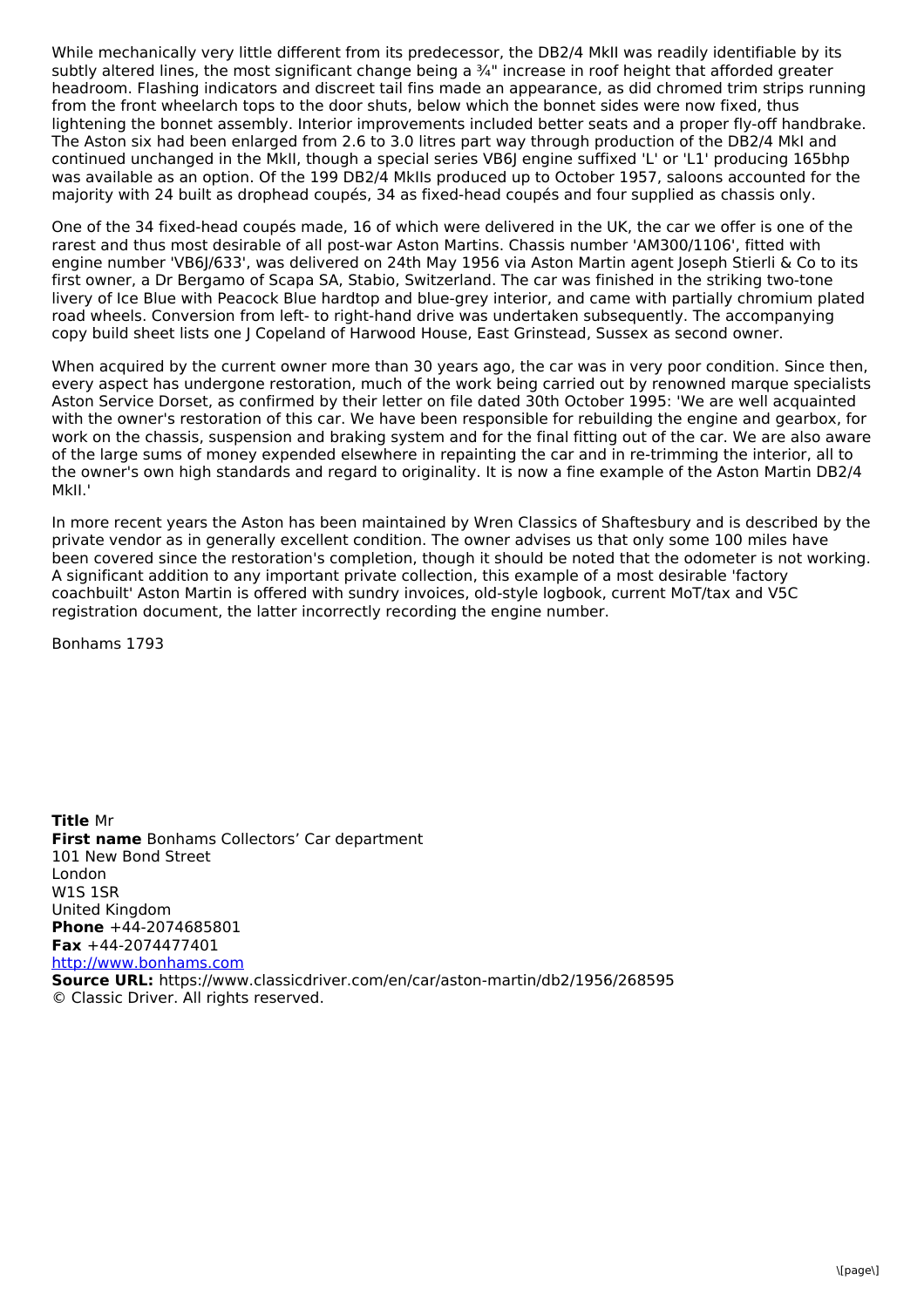While mechanically very little different from its predecessor, the DB2/4 MkII was readily identifiable by its subtly altered lines, the most significant change being a ¾" increase in roof height that afforded greater headroom. Flashing indicators and discreet tail fins made an appearance, as did chromed trim strips running from the front wheelarch tops to the door shuts, below which the bonnet sides were now fixed, thus lightening the bonnet assembly. Interior improvements included better seats and a proper fly-off handbrake. The Aston six had been enlarged from 2.6 to 3.0 litres part way through production of the DB2/4 MkI and continued unchanged in the MkII, though a special series VB6J engine suffixed 'L' or 'L1' producing 165bhp was available as an option. Of the 199 DB2/4 MkIIs produced up to October 1957, saloons accounted for the majority with 24 built as drophead coupés, 34 as fixed-head coupés and four supplied as chassis only.

One of the 34 fixed-head coupés made, 16 of which were delivered in the UK, the car we offer is one of the rarest and thus most desirable of all post-war Aston Martins. Chassis number 'AM300/1106', fitted with engine number 'VB6J/633', was delivered on 24th May 1956 via Aston Martin agent Joseph Stierli & Co to its first owner, a Dr Bergamo of Scapa SA, Stabio, Switzerland. The car was finished in the striking two-tone livery of Ice Blue with Peacock Blue hardtop and blue-grey interior, and came with partially chromium plated road wheels. Conversion from left- to right-hand drive was undertaken subsequently. The accompanying copy build sheet lists one J Copeland of Harwood House, East Grinstead, Sussex as second owner.

When acquired by the current owner more than 30 years ago, the car was in very poor condition. Since then, every aspect has undergone restoration, much of the work being carried out by renowned marque specialists Aston Service Dorset, as confirmed by their letter on file dated 30th October 1995: 'We are well acquainted with the owner's restoration of this car. We have been responsible for rebuilding the engine and gearbox, for work on the chassis, suspension and braking system and for the final fitting out of the car. We are also aware of the large sums of money expended elsewhere in repainting the car and in re-trimming the interior, all to the owner's own high standards and regard to originality. It is now a fine example of the Aston Martin DB2/4 MkII.'

In more recent years the Aston has been maintained by Wren Classics of Shaftesbury and is described by the private vendor as in generally excellent condition. The owner advises us that only some 100 miles have been covered since the restoration's completion, though it should be noted that the odometer is not working. A significant addition to any important private collection, this example of a most desirable 'factory coachbuilt' Aston Martin is offered with sundry invoices, old-style logbook, current MoT/tax and V5C registration document, the latter incorrectly recording the engine number.

Bonhams 1793

**Title** Mr
**First name** Bonhams Collectors' Car department
101 New Bond Street
London
W1S 1SR
United Kingdom
**Phone** +44-2074685801
**Fax** +44-2074477401
http://www.bonhams.com
**Source URL:** https://www.classicdriver.com/en/car/aston-martin/db2/1956/268595
© Classic Driver. All rights reserved.